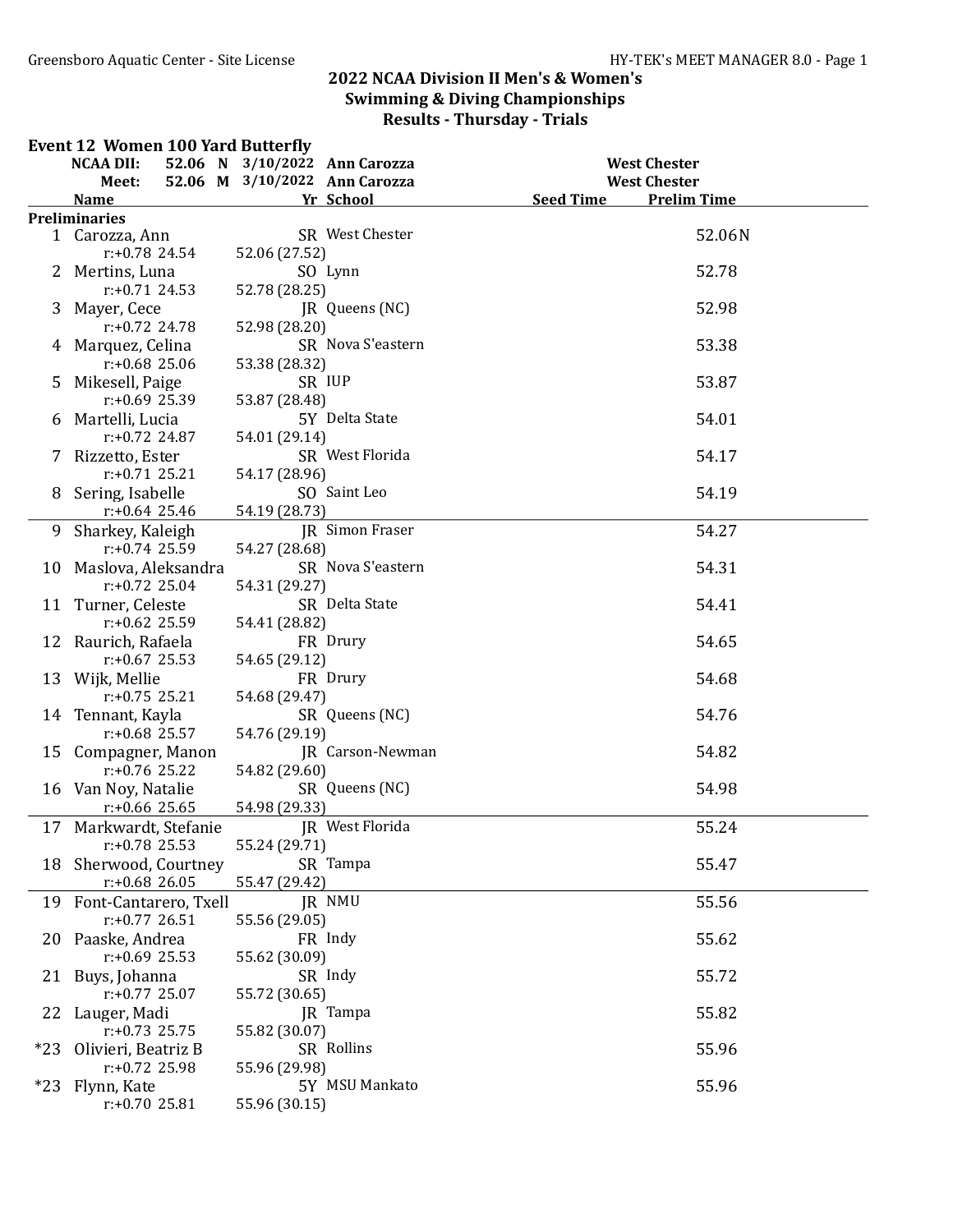## 2022 NCAA Division II Men's & Women's Swimming & Diving Championships

## Results - Thursday - Trials

### Event 12 Women 100 Yard Butterfly

| | | | | | |
|---|---|---|---|---|---|
| NCAA DII: | 52.06 N | 3/10/2022 | Ann Carozza | | West Chester |
| Meet: | 52.06 M | 3/10/2022 | Ann Carozza | | West Chester |

**Preliminaries**

| Place | Name | Yr | School | Seed Time | Prelim Time | Reaction | 50 Split | 100 Split |
|---|---|---|---|---|---|---|---|---|
| 1 | Carozza, Ann | SR | West Chester | | 52.06N | r:+0.78 | 24.54 | 52.06 (27.52) |
| 2 | Mertins, Luna | SO | Lynn | | 52.78 | r:+0.71 | 24.53 | 52.78 (28.25) |
| 3 | Mayer, Cece | JR | Queens (NC) | | 52.98 | r:+0.72 | 24.78 | 52.98 (28.20) |
| 4 | Marquez, Celina | SR | Nova S'eastern | | 53.38 | r:+0.68 | 25.06 | 53.38 (28.32) |
| 5 | Mikesell, Paige | SR | IUP | | 53.87 | r:+0.69 | 25.39 | 53.87 (28.48) |
| 6 | Martelli, Lucia | 5Y | Delta State | | 54.01 | r:+0.72 | 24.87 | 54.01 (29.14) |
| 7 | Rizzetto, Ester | SR | West Florida | | 54.17 | r:+0.71 | 25.21 | 54.17 (28.96) |
| 8 | Sering, Isabelle | SO | Saint Leo | | 54.19 | r:+0.64 | 25.46 | 54.19 (28.73) |
| 9 | Sharkey, Kaleigh | JR | Simon Fraser | | 54.27 | r:+0.74 | 25.59 | 54.27 (28.68) |
| 10 | Maslova, Aleksandra | SR | Nova S'eastern | | 54.31 | r:+0.72 | 25.04 | 54.31 (29.27) |
| 11 | Turner, Celeste | SR | Delta State | | 54.41 | r:+0.62 | 25.59 | 54.41 (28.82) |
| 12 | Raurich, Rafaela | FR | Drury | | 54.65 | r:+0.67 | 25.53 | 54.65 (29.12) |
| 13 | Wijk, Mellie | FR | Drury | | 54.68 | r:+0.75 | 25.21 | 54.68 (29.47) |
| 14 | Tennant, Kayla | SR | Queens (NC) | | 54.76 | r:+0.68 | 25.57 | 54.76 (29.19) |
| 15 | Compagner, Manon | JR | Carson-Newman | | 54.82 | r:+0.76 | 25.22 | 54.82 (29.60) |
| 16 | Van Noy, Natalie | SR | Queens (NC) | | 54.98 | r:+0.66 | 25.65 | 54.98 (29.33) |
| 17 | Markwardt, Stefanie | JR | West Florida | | 55.24 | r:+0.78 | 25.53 | 55.24 (29.71) |
| 18 | Sherwood, Courtney | SR | Tampa | | 55.47 | r:+0.68 | 26.05 | 55.47 (29.42) |
| 19 | Font-Cantarero, Txell | JR | NMU | | 55.56 | r:+0.77 | 26.51 | 55.56 (29.05) |
| 20 | Paaske, Andrea | FR | Indy | | 55.62 | r:+0.69 | 25.53 | 55.62 (30.09) |
| 21 | Buys, Johanna | SR | Indy | | 55.72 | r:+0.77 | 25.07 | 55.72 (30.65) |
| 22 | Lauger, Madi | JR | Tampa | | 55.82 | r:+0.73 | 25.75 | 55.82 (30.07) |
| *23 | Olivieri, Beatriz B | SR | Rollins | | 55.96 | r:+0.72 | 25.98 | 55.96 (29.98) |
| *23 | Flynn, Kate | 5Y | MSU Mankato | | 55.96 | r:+0.70 | 25.81 | 55.96 (30.15) |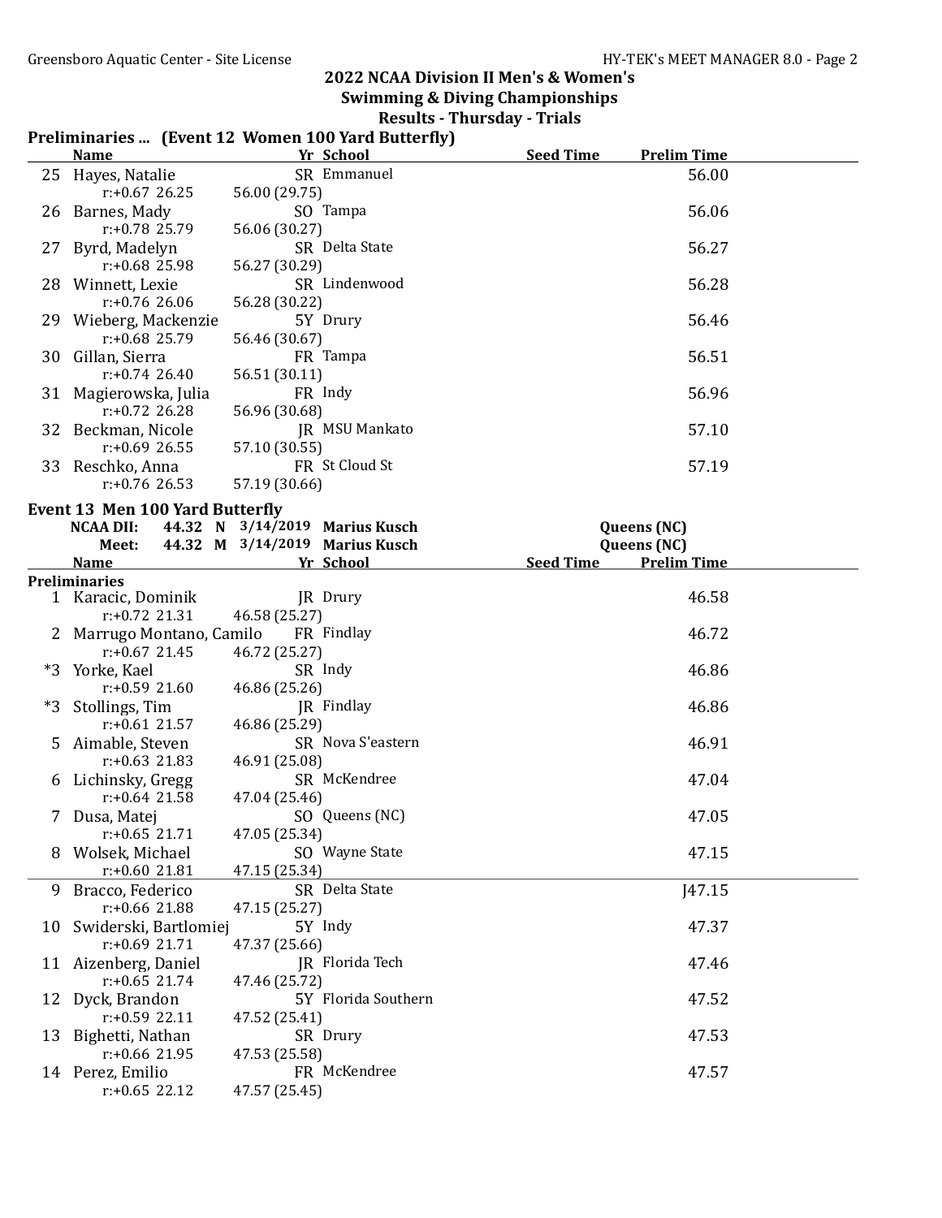## 2022 NCAA Division II Men's & Women's Swimming & Diving Championships

### Results - Thursday - Trials

### Preliminaries ... (Event 12 Women 100 Yard Butterfly)

| | Name | Yr | School | Seed Time | Prelim Time |
|---|---|---|---|---|---|
| 25 | Hayes, Natalie | SR | Emmanuel | | 56.00 |
| | r:+0.67 26.25 | 56.00 (29.75) | | | |
| 26 | Barnes, Mady | SO | Tampa | | 56.06 |
| | r:+0.78 25.79 | 56.06 (30.27) | | | |
| 27 | Byrd, Madelyn | SR | Delta State | | 56.27 |
| | r:+0.68 25.98 | 56.27 (30.29) | | | |
| 28 | Winnett, Lexie | SR | Lindenwood | | 56.28 |
| | r:+0.76 26.06 | 56.28 (30.22) | | | |
| 29 | Wieberg, Mackenzie | 5Y | Drury | | 56.46 |
| | r:+0.68 25.79 | 56.46 (30.67) | | | |
| 30 | Gillan, Sierra | FR | Tampa | | 56.51 |
| | r:+0.74 26.40 | 56.51 (30.11) | | | |
| 31 | Magierowska, Julia | FR | Indy | | 56.96 |
| | r:+0.72 26.28 | 56.96 (30.68) | | | |
| 32 | Beckman, Nicole | JR | MSU Mankato | | 57.10 |
| | r:+0.69 26.55 | 57.10 (30.55) | | | |
| 33 | Reschko, Anna | FR | St Cloud St | | 57.19 |
| | r:+0.76 26.53 | 57.19 (30.66) | | | |

### Event 13 Men 100 Yard Butterfly

**NCAA DII:** 44.32 N 3/14/2019 **Marius Kusch** Queens (NC)

**Meet:** 44.32 M 3/14/2019 **Marius Kusch** Queens (NC)

**Preliminaries**

| | Name | Yr | School | Seed Time | Prelim Time |
|---|---|---|---|---|---|
| 1 | Karacic, Dominik | JR | Drury | | 46.58 |
| | r:+0.72 21.31 | 46.58 (25.27) | | | |
| 2 | Marrugo Montano, Camilo | FR | Findlay | | 46.72 |
| | r:+0.67 21.45 | 46.72 (25.27) | | | |
| *3 | Yorke, Kael | SR | Indy | | 46.86 |
| | r:+0.59 21.60 | 46.86 (25.26) | | | |
| *3 | Stollings, Tim | JR | Findlay | | 46.86 |
| | r:+0.61 21.57 | 46.86 (25.29) | | | |
| 5 | Aimable, Steven | SR | Nova S'eastern | | 46.91 |
| | r:+0.63 21.83 | 46.91 (25.08) | | | |
| 6 | Lichinsky, Gregg | SR | McKendree | | 47.04 |
| | r:+0.64 21.58 | 47.04 (25.46) | | | |
| 7 | Dusa, Matej | SO | Queens (NC) | | 47.05 |
| | r:+0.65 21.71 | 47.05 (25.34) | | | |
| 8 | Wolsek, Michael | SO | Wayne State | | 47.15 |
| | r:+0.60 21.81 | 47.15 (25.34) | | | |
| 9 | Bracco, Federico | SR | Delta State | | J47.15 |
| | r:+0.66 21.88 | 47.15 (25.27) | | | |
| 10 | Swiderski, Bartlomiej | 5Y | Indy | | 47.37 |
| | r:+0.69 21.71 | 47.37 (25.66) | | | |
| 11 | Aizenberg, Daniel | JR | Florida Tech | | 47.46 |
| | r:+0.65 21.74 | 47.46 (25.72) | | | |
| 12 | Dyck, Brandon | 5Y | Florida Southern | | 47.52 |
| | r:+0.59 22.11 | 47.52 (25.41) | | | |
| 13 | Bighetti, Nathan | SR | Drury | | 47.53 |
| | r:+0.66 21.95 | 47.53 (25.58) | | | |
| 14 | Perez, Emilio | FR | McKendree | | 47.57 |
| | r:+0.65 22.12 | 47.57 (25.45) | | | |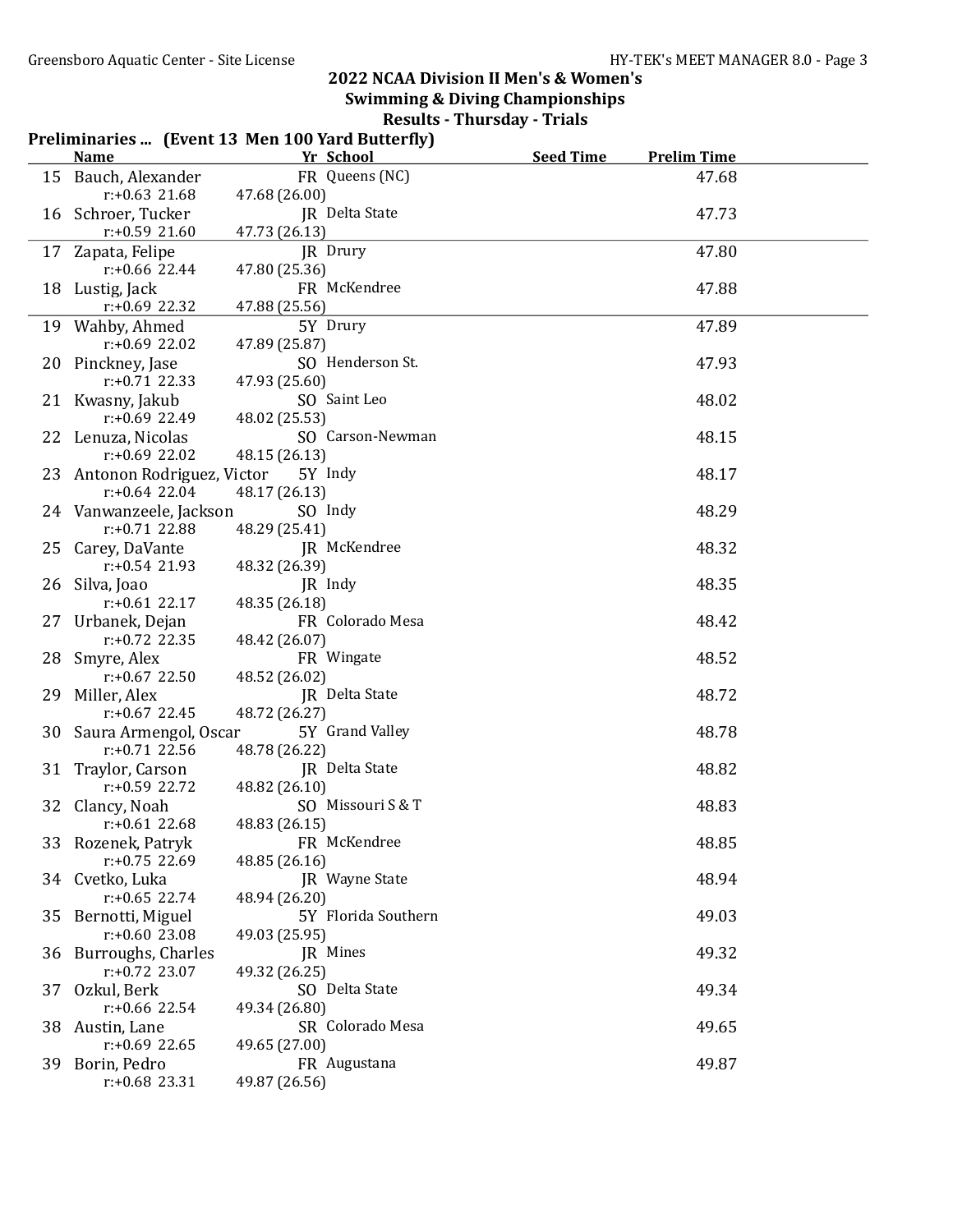## 2022 NCAA Division II Men's & Women's Swimming & Diving Championships

### Results - Thursday - Trials

**Preliminaries ... (Event 13 Men 100 Yard Butterfly)**

| | Name | Yr | School | Seed Time | Prelim Time |
|---|---|---|---|---|---|
| 15 | Bauch, Alexander | FR | Queens (NC) | | 47.68 |
| | r:+0.63 21.68 | 47.68 (26.00) | | | |
| 16 | Schroer, Tucker | JR | Delta State | | 47.73 |
| | r:+0.59 21.60 | 47.73 (26.13) | | | |
| 17 | Zapata, Felipe | JR | Drury | | 47.80 |
| | r:+0.66 22.44 | 47.80 (25.36) | | | |
| 18 | Lustig, Jack | FR | McKendree | | 47.88 |
| | r:+0.69 22.32 | 47.88 (25.56) | | | |
| 19 | Wahby, Ahmed | 5Y | Drury | | 47.89 |
| | r:+0.69 22.02 | 47.89 (25.87) | | | |
| 20 | Pinckney, Jase | SO | Henderson St. | | 47.93 |
| | r:+0.71 22.33 | 47.93 (25.60) | | | |
| 21 | Kwasny, Jakub | SO | Saint Leo | | 48.02 |
| | r:+0.69 22.49 | 48.02 (25.53) | | | |
| 22 | Lenuza, Nicolas | SO | Carson-Newman | | 48.15 |
| | r:+0.69 22.02 | 48.15 (26.13) | | | |
| 23 | Antonon Rodriguez, Victor | 5Y | Indy | | 48.17 |
| | r:+0.64 22.04 | 48.17 (26.13) | | | |
| 24 | Vanwanzeele, Jackson | SO | Indy | | 48.29 |
| | r:+0.71 22.88 | 48.29 (25.41) | | | |
| 25 | Carey, DaVante | JR | McKendree | | 48.32 |
| | r:+0.54 21.93 | 48.32 (26.39) | | | |
| 26 | Silva, Joao | JR | Indy | | 48.35 |
| | r:+0.61 22.17 | 48.35 (26.18) | | | |
| 27 | Urbanek, Dejan | FR | Colorado Mesa | | 48.42 |
| | r:+0.72 22.35 | 48.42 (26.07) | | | |
| 28 | Smyre, Alex | FR | Wingate | | 48.52 |
| | r:+0.67 22.50 | 48.52 (26.02) | | | |
| 29 | Miller, Alex | JR | Delta State | | 48.72 |
| | r:+0.67 22.45 | 48.72 (26.27) | | | |
| 30 | Saura Armengol, Oscar | 5Y | Grand Valley | | 48.78 |
| | r:+0.71 22.56 | 48.78 (26.22) | | | |
| 31 | Traylor, Carson | JR | Delta State | | 48.82 |
| | r:+0.59 22.72 | 48.82 (26.10) | | | |
| 32 | Clancy, Noah | SO | Missouri S & T | | 48.83 |
| | r:+0.61 22.68 | 48.83 (26.15) | | | |
| 33 | Rozenek, Patryk | FR | McKendree | | 48.85 |
| | r:+0.75 22.69 | 48.85 (26.16) | | | |
| 34 | Cvetko, Luka | JR | Wayne State | | 48.94 |
| | r:+0.65 22.74 | 48.94 (26.20) | | | |
| 35 | Bernotti, Miguel | 5Y | Florida Southern | | 49.03 |
| | r:+0.60 23.08 | 49.03 (25.95) | | | |
| 36 | Burroughs, Charles | JR | Mines | | 49.32 |
| | r:+0.72 23.07 | 49.32 (26.25) | | | |
| 37 | Ozkul, Berk | SO | Delta State | | 49.34 |
| | r:+0.66 22.54 | 49.34 (26.80) | | | |
| 38 | Austin, Lane | SR | Colorado Mesa | | 49.65 |
| | r:+0.69 22.65 | 49.65 (27.00) | | | |
| 39 | Borin, Pedro | FR | Augustana | | 49.87 |
| | r:+0.68 23.31 | 49.87 (26.56) | | | |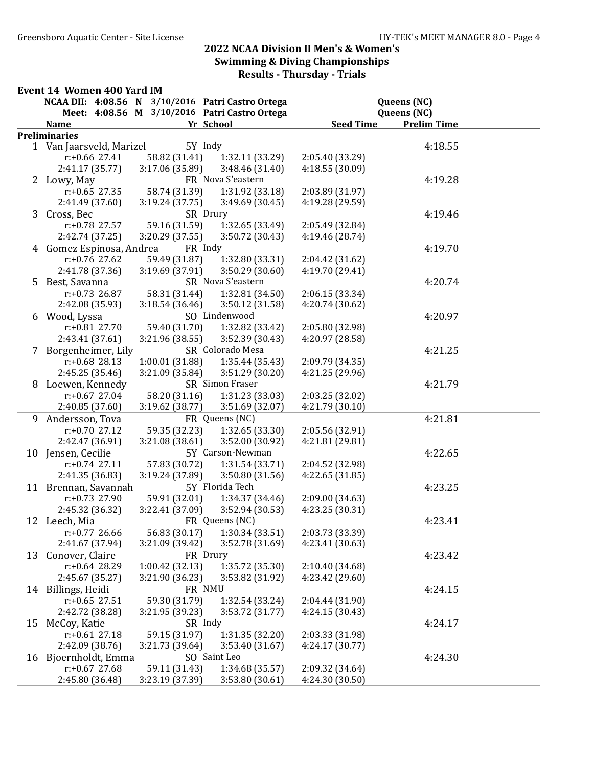## 2022 NCAA Division II Men's & Women's Swimming & Diving Championships

### Results - Thursday - Trials

### Event 14 Women 400 Yard IM

| | | | | |
|---|---|---|---|---|
| NCAA DII: | 4:08.56 N | 3/10/2016 | Patri Castro Ortega | Queens (NC) |
| Meet: | 4:08.56 M | 3/10/2016 | Patri Castro Ortega | Queens (NC) |

| Name | Yr | School | Seed Time | Prelim Time |
|---|---|---|---|---|

**Preliminaries**

| Place | Name | Yr | School | Seed Time | Prelim Time |
|---|---|---|---|---|---|
| 1 | Van Jaarsveld, Marizel | 5Y | Indy | | 4:18.55 |
| | r:+0.66 27.41 | 58.82 (31.41) | 1:32.11 (33.29) | 2:05.40 (33.29) | |
| | 2:41.17 (35.77) | 3:17.06 (35.89) | 3:48.46 (31.40) | 4:18.55 (30.09) | |
| 2 | Lowy, May | FR | Nova S'eastern | | 4:19.28 |
| | r:+0.65 27.35 | 58.74 (31.39) | 1:31.92 (33.18) | 2:03.89 (31.97) | |
| | 2:41.49 (37.60) | 3:19.24 (37.75) | 3:49.69 (30.45) | 4:19.28 (29.59) | |
| 3 | Cross, Bec | SR | Drury | | 4:19.46 |
| | r:+0.78 27.57 | 59.16 (31.59) | 1:32.65 (33.49) | 2:05.49 (32.84) | |
| | 2:42.74 (37.25) | 3:20.29 (37.55) | 3:50.72 (30.43) | 4:19.46 (28.74) | |
| 4 | Gomez Espinosa, Andrea | FR | Indy | | 4:19.70 |
| | r:+0.76 27.62 | 59.49 (31.87) | 1:32.80 (33.31) | 2:04.42 (31.62) | |
| | 2:41.78 (37.36) | 3:19.69 (37.91) | 3:50.29 (30.60) | 4:19.70 (29.41) | |
| 5 | Best, Savanna | SR | Nova S'eastern | | 4:20.74 |
| | r:+0.73 26.87 | 58.31 (31.44) | 1:32.81 (34.50) | 2:06.15 (33.34) | |
| | 2:42.08 (35.93) | 3:18.54 (36.46) | 3:50.12 (31.58) | 4:20.74 (30.62) | |
| 6 | Wood, Lyssa | SO | Lindenwood | | 4:20.97 |
| | r:+0.81 27.70 | 59.40 (31.70) | 1:32.82 (33.42) | 2:05.80 (32.98) | |
| | 2:43.41 (37.61) | 3:21.96 (38.55) | 3:52.39 (30.43) | 4:20.97 (28.58) | |
| 7 | Borgenheimer, Lily | SR | Colorado Mesa | | 4:21.25 |
| | r:+0.68 28.13 | 1:00.01 (31.88) | 1:35.44 (35.43) | 2:09.79 (34.35) | |
| | 2:45.25 (35.46) | 3:21.09 (35.84) | 3:51.29 (30.20) | 4:21.25 (29.96) | |
| 8 | Loewen, Kennedy | SR | Simon Fraser | | 4:21.79 |
| | r:+0.67 27.04 | 58.20 (31.16) | 1:31.23 (33.03) | 2:03.25 (32.02) | |
| | 2:40.85 (37.60) | 3:19.62 (38.77) | 3:51.69 (32.07) | 4:21.79 (30.10) | |
| 9 | Andersson, Tova | FR | Queens (NC) | | 4:21.81 |
| | r:+0.70 27.12 | 59.35 (32.23) | 1:32.65 (33.30) | 2:05.56 (32.91) | |
| | 2:42.47 (36.91) | 3:21.08 (38.61) | 3:52.00 (30.92) | 4:21.81 (29.81) | |
| 10 | Jensen, Cecilie | 5Y | Carson-Newman | | 4:22.65 |
| | r:+0.74 27.11 | 57.83 (30.72) | 1:31.54 (33.71) | 2:04.52 (32.98) | |
| | 2:41.35 (36.83) | 3:19.24 (37.89) | 3:50.80 (31.56) | 4:22.65 (31.85) | |
| 11 | Brennan, Savannah | 5Y | Florida Tech | | 4:23.25 |
| | r:+0.73 27.90 | 59.91 (32.01) | 1:34.37 (34.46) | 2:09.00 (34.63) | |
| | 2:45.32 (36.32) | 3:22.41 (37.09) | 3:52.94 (30.53) | 4:23.25 (30.31) | |
| 12 | Leech, Mia | FR | Queens (NC) | | 4:23.41 |
| | r:+0.77 26.66 | 56.83 (30.17) | 1:30.34 (33.51) | 2:03.73 (33.39) | |
| | 2:41.67 (37.94) | 3:21.09 (39.42) | 3:52.78 (31.69) | 4:23.41 (30.63) | |
| 13 | Conover, Claire | FR | Drury | | 4:23.42 |
| | r:+0.64 28.29 | 1:00.42 (32.13) | 1:35.72 (35.30) | 2:10.40 (34.68) | |
| | 2:45.67 (35.27) | 3:21.90 (36.23) | 3:53.82 (31.92) | 4:23.42 (29.60) | |
| 14 | Billings, Heidi | FR | NMU | | 4:24.15 |
| | r:+0.65 27.51 | 59.30 (31.79) | 1:32.54 (33.24) | 2:04.44 (31.90) | |
| | 2:42.72 (38.28) | 3:21.95 (39.23) | 3:53.72 (31.77) | 4:24.15 (30.43) | |
| 15 | McCoy, Katie | SR | Indy | | 4:24.17 |
| | r:+0.61 27.18 | 59.15 (31.97) | 1:31.35 (32.20) | 2:03.33 (31.98) | |
| | 2:42.09 (38.76) | 3:21.73 (39.64) | 3:53.40 (31.67) | 4:24.17 (30.77) | |
| 16 | Bjoernholdt, Emma | SO | Saint Leo | | 4:24.30 |
| | r:+0.67 27.68 | 59.11 (31.43) | 1:34.68 (35.57) | 2:09.32 (34.64) | |
| | 2:45.80 (36.48) | 3:23.19 (37.39) | 3:53.80 (30.61) | 4:24.30 (30.50) | |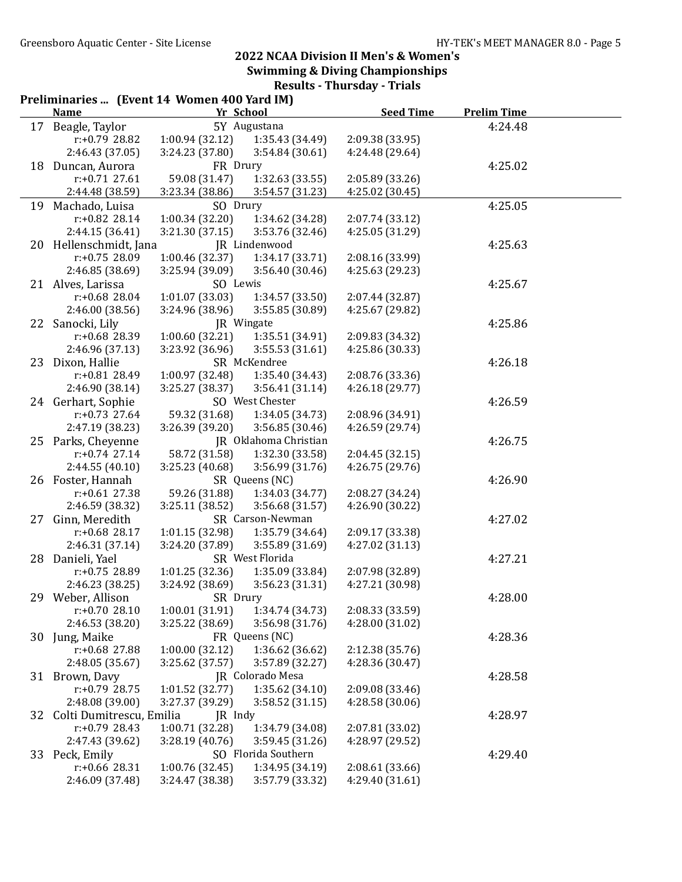## 2022 NCAA Division II Men's & Women's Swimming & Diving Championships

### Results - Thursday - Trials

**Preliminaries ... (Event 14 Women 400 Yard IM)**

| | Name | Yr | School | Seed Time | Prelim Time |
|---|---|---|---|---|---|
| 17 | Beagle, Taylor | 5Y | Augustana | | 4:24.48 |
| | r:+0.79 28.82 | 1:00.94 (32.12) | 1:35.43 (34.49) | 2:09.38 (33.95) | |
| | 2:46.43 (37.05) | 3:24.23 (37.80) | 3:54.84 (30.61) | 4:24.48 (29.64) | |
| 18 | Duncan, Aurora | FR | Drury | | 4:25.02 |
| | r:+0.71 27.61 | 59.08 (31.47) | 1:32.63 (33.55) | 2:05.89 (33.26) | |
| | 2:44.48 (38.59) | 3:23.34 (38.86) | 3:54.57 (31.23) | 4:25.02 (30.45) | |
| 19 | Machado, Luisa | SO | Drury | | 4:25.05 |
| | r:+0.82 28.14 | 1:00.34 (32.20) | 1:34.62 (34.28) | 2:07.74 (33.12) | |
| | 2:44.15 (36.41) | 3:21.30 (37.15) | 3:53.76 (32.46) | 4:25.05 (31.29) | |
| 20 | Hellenschmidt, Jana | JR | Lindenwood | | 4:25.63 |
| | r:+0.75 28.09 | 1:00.46 (32.37) | 1:34.17 (33.71) | 2:08.16 (33.99) | |
| | 2:46.85 (38.69) | 3:25.94 (39.09) | 3:56.40 (30.46) | 4:25.63 (29.23) | |
| 21 | Alves, Larissa | SO | Lewis | | 4:25.67 |
| | r:+0.68 28.04 | 1:01.07 (33.03) | 1:34.57 (33.50) | 2:07.44 (32.87) | |
| | 2:46.00 (38.56) | 3:24.96 (38.96) | 3:55.85 (30.89) | 4:25.67 (29.82) | |
| 22 | Sanocki, Lily | JR | Wingate | | 4:25.86 |
| | r:+0.68 28.39 | 1:00.60 (32.21) | 1:35.51 (34.91) | 2:09.83 (34.32) | |
| | 2:46.96 (37.13) | 3:23.92 (36.96) | 3:55.53 (31.61) | 4:25.86 (30.33) | |
| 23 | Dixon, Hallie | SR | McKendree | | 4:26.18 |
| | r:+0.81 28.49 | 1:00.97 (32.48) | 1:35.40 (34.43) | 2:08.76 (33.36) | |
| | 2:46.90 (38.14) | 3:25.27 (38.37) | 3:56.41 (31.14) | 4:26.18 (29.77) | |
| 24 | Gerhart, Sophie | SO | West Chester | | 4:26.59 |
| | r:+0.73 27.64 | 59.32 (31.68) | 1:34.05 (34.73) | 2:08.96 (34.91) | |
| | 2:47.19 (38.23) | 3:26.39 (39.20) | 3:56.85 (30.46) | 4:26.59 (29.74) | |
| 25 | Parks, Cheyenne | JR | Oklahoma Christian | | 4:26.75 |
| | r:+0.74 27.14 | 58.72 (31.58) | 1:32.30 (33.58) | 2:04.45 (32.15) | |
| | 2:44.55 (40.10) | 3:25.23 (40.68) | 3:56.99 (31.76) | 4:26.75 (29.76) | |
| 26 | Foster, Hannah | SR | Queens (NC) | | 4:26.90 |
| | r:+0.61 27.38 | 59.26 (31.88) | 1:34.03 (34.77) | 2:08.27 (34.24) | |
| | 2:46.59 (38.32) | 3:25.11 (38.52) | 3:56.68 (31.57) | 4:26.90 (30.22) | |
| 27 | Ginn, Meredith | SR | Carson-Newman | | 4:27.02 |
| | r:+0.68 28.17 | 1:01.15 (32.98) | 1:35.79 (34.64) | 2:09.17 (33.38) | |
| | 2:46.31 (37.14) | 3:24.20 (37.89) | 3:55.89 (31.69) | 4:27.02 (31.13) | |
| 28 | Danieli, Yael | SR | West Florida | | 4:27.21 |
| | r:+0.75 28.89 | 1:01.25 (32.36) | 1:35.09 (33.84) | 2:07.98 (32.89) | |
| | 2:46.23 (38.25) | 3:24.92 (38.69) | 3:56.23 (31.31) | 4:27.21 (30.98) | |
| 29 | Weber, Allison | SR | Drury | | 4:28.00 |
| | r:+0.70 28.10 | 1:00.01 (31.91) | 1:34.74 (34.73) | 2:08.33 (33.59) | |
| | 2:46.53 (38.20) | 3:25.22 (38.69) | 3:56.98 (31.76) | 4:28.00 (31.02) | |
| 30 | Jung, Maike | FR | Queens (NC) | | 4:28.36 |
| | r:+0.68 27.88 | 1:00.00 (32.12) | 1:36.62 (36.62) | 2:12.38 (35.76) | |
| | 2:48.05 (35.67) | 3:25.62 (37.57) | 3:57.89 (32.27) | 4:28.36 (30.47) | |
| 31 | Brown, Davy | JR | Colorado Mesa | | 4:28.58 |
| | r:+0.79 28.75 | 1:01.52 (32.77) | 1:35.62 (34.10) | 2:09.08 (33.46) | |
| | 2:48.08 (39.00) | 3:27.37 (39.29) | 3:58.52 (31.15) | 4:28.58 (30.06) | |
| 32 | Colti Dumitrescu, Emilia | JR | Indy | | 4:28.97 |
| | r:+0.79 28.43 | 1:00.71 (32.28) | 1:34.79 (34.08) | 2:07.81 (33.02) | |
| | 2:47.43 (39.62) | 3:28.19 (40.76) | 3:59.45 (31.26) | 4:28.97 (29.52) | |
| 33 | Peck, Emily | SO | Florida Southern | | 4:29.40 |
| | r:+0.66 28.31 | 1:00.76 (32.45) | 1:34.95 (34.19) | 2:08.61 (33.66) | |
| | 2:46.09 (37.48) | 3:24.47 (38.38) | 3:57.79 (33.32) | 4:29.40 (31.61) | |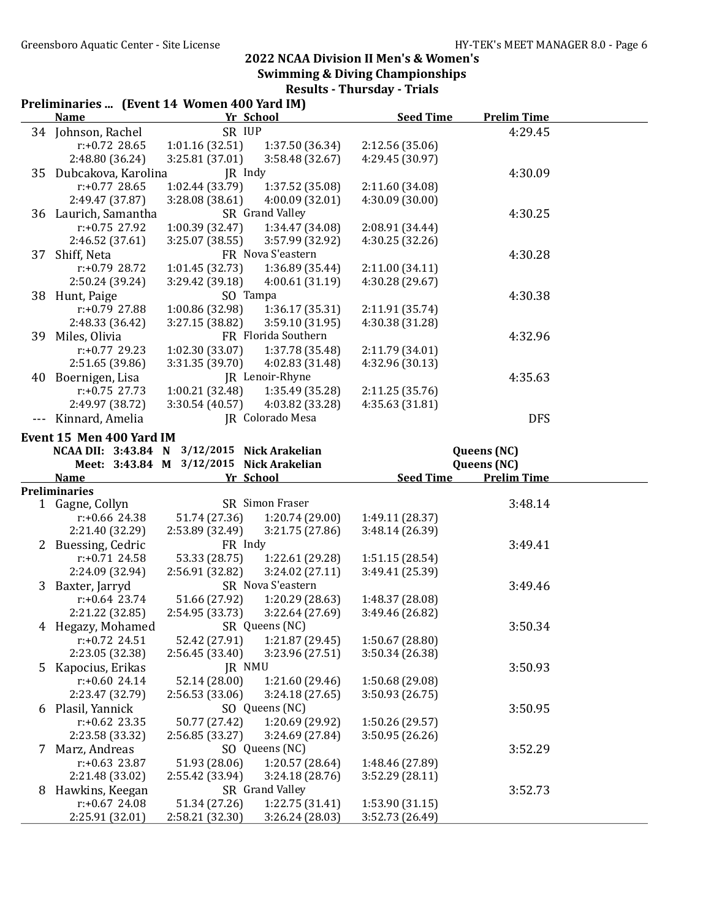## 2022 NCAA Division II Men's & Women's Swimming & Diving Championships

### Results - Thursday - Trials

**Preliminaries ... (Event 14 Women 400 Yard IM)**

| | Name | Yr | School | Seed Time | Prelim Time |
|---|---|---|---|---|---|
| 34 | Johnson, Rachel | SR | IUP | | 4:29.45 |
| | r:+0.72 28.65 | 1:01.16 (32.51) | 1:37.50 (36.34) | 2:12.56 (35.06) | |
| | 2:48.80 (36.24) | 3:25.81 (37.01) | 3:58.48 (32.67) | 4:29.45 (30.97) | |
| 35 | Dubcakova, Karolina | JR | Indy | | 4:30.09 |
| | r:+0.77 28.65 | 1:02.44 (33.79) | 1:37.52 (35.08) | 2:11.60 (34.08) | |
| | 2:49.47 (37.87) | 3:28.08 (38.61) | 4:00.09 (32.01) | 4:30.09 (30.00) | |
| 36 | Laurich, Samantha | SR | Grand Valley | | 4:30.25 |
| | r:+0.75 27.92 | 1:00.39 (32.47) | 1:34.47 (34.08) | 2:08.91 (34.44) | |
| | 2:46.52 (37.61) | 3:25.07 (38.55) | 3:57.99 (32.92) | 4:30.25 (32.26) | |
| 37 | Shiff, Neta | FR | Nova S'eastern | | 4:30.28 |
| | r:+0.79 28.72 | 1:01.45 (32.73) | 1:36.89 (35.44) | 2:11.00 (34.11) | |
| | 2:50.24 (39.24) | 3:29.42 (39.18) | 4:00.61 (31.19) | 4:30.28 (29.67) | |
| 38 | Hunt, Paige | SO | Tampa | | 4:30.38 |
| | r:+0.79 27.88 | 1:00.86 (32.98) | 1:36.17 (35.31) | 2:11.91 (35.74) | |
| | 2:48.33 (36.42) | 3:27.15 (38.82) | 3:59.10 (31.95) | 4:30.38 (31.28) | |
| 39 | Miles, Olivia | FR | Florida Southern | | 4:32.96 |
| | r:+0.77 29.23 | 1:02.30 (33.07) | 1:37.78 (35.48) | 2:11.79 (34.01) | |
| | 2:51.65 (39.86) | 3:31.35 (39.70) | 4:02.83 (31.48) | 4:32.96 (30.13) | |
| 40 | Boernigen, Lisa | JR | Lenoir-Rhyne | | 4:35.63 |
| | r:+0.75 27.73 | 1:00.21 (32.48) | 1:35.49 (35.28) | 2:11.25 (35.76) | |
| | 2:49.97 (38.72) | 3:30.54 (40.57) | 4:03.82 (33.28) | 4:35.63 (31.81) | |
| --- | Kinnard, Amelia | JR | Colorado Mesa | | DFS |

**Event 15 Men 400 Yard IM**

NCAA DII: 3:43.84 N 3/12/2015 Nick Arakelian Queens (NC)

Meet: 3:43.84 M 3/12/2015 Nick Arakelian Queens (NC)

**Preliminaries**

| | Name | Yr | School | Seed Time | Prelim Time |
|---|---|---|---|---|---|
| 1 | Gagne, Collyn | SR | Simon Fraser | | 3:48.14 |
| | r:+0.66 24.38 | 51.74 (27.36) | 1:20.74 (29.00) | 1:49.11 (28.37) | |
| | 2:21.40 (32.29) | 2:53.89 (32.49) | 3:21.75 (27.86) | 3:48.14 (26.39) | |
| 2 | Buessing, Cedric | FR | Indy | | 3:49.41 |
| | r:+0.71 24.58 | 53.33 (28.75) | 1:22.61 (29.28) | 1:51.15 (28.54) | |
| | 2:24.09 (32.94) | 2:56.91 (32.82) | 3:24.02 (27.11) | 3:49.41 (25.39) | |
| 3 | Baxter, Jarryd | SR | Nova S'eastern | | 3:49.46 |
| | r:+0.64 23.74 | 51.66 (27.92) | 1:20.29 (28.63) | 1:48.37 (28.08) | |
| | 2:21.22 (32.85) | 2:54.95 (33.73) | 3:22.64 (27.69) | 3:49.46 (26.82) | |
| 4 | Hegazy, Mohamed | SR | Queens (NC) | | 3:50.34 |
| | r:+0.72 24.51 | 52.42 (27.91) | 1:21.87 (29.45) | 1:50.67 (28.80) | |
| | 2:23.05 (32.38) | 2:56.45 (33.40) | 3:23.96 (27.51) | 3:50.34 (26.38) | |
| 5 | Kapocius, Erikas | JR | NMU | | 3:50.93 |
| | r:+0.60 24.14 | 52.14 (28.00) | 1:21.60 (29.46) | 1:50.68 (29.08) | |
| | 2:23.47 (32.79) | 2:56.53 (33.06) | 3:24.18 (27.65) | 3:50.93 (26.75) | |
| 6 | Plasil, Yannick | SO | Queens (NC) | | 3:50.95 |
| | r:+0.62 23.35 | 50.77 (27.42) | 1:20.69 (29.92) | 1:50.26 (29.57) | |
| | 2:23.58 (33.32) | 2:56.85 (33.27) | 3:24.69 (27.84) | 3:50.95 (26.26) | |
| 7 | Marz, Andreas | SO | Queens (NC) | | 3:52.29 |
| | r:+0.63 23.87 | 51.93 (28.06) | 1:20.57 (28.64) | 1:48.46 (27.89) | |
| | 2:21.48 (33.02) | 2:55.42 (33.94) | 3:24.18 (28.76) | 3:52.29 (28.11) | |
| 8 | Hawkins, Keegan | SR | Grand Valley | | 3:52.73 |
| | r:+0.67 24.08 | 51.34 (27.26) | 1:22.75 (31.41) | 1:53.90 (31.15) | |
| | 2:25.91 (32.01) | 2:58.21 (32.30) | 3:26.24 (28.03) | 3:52.73 (26.49) | |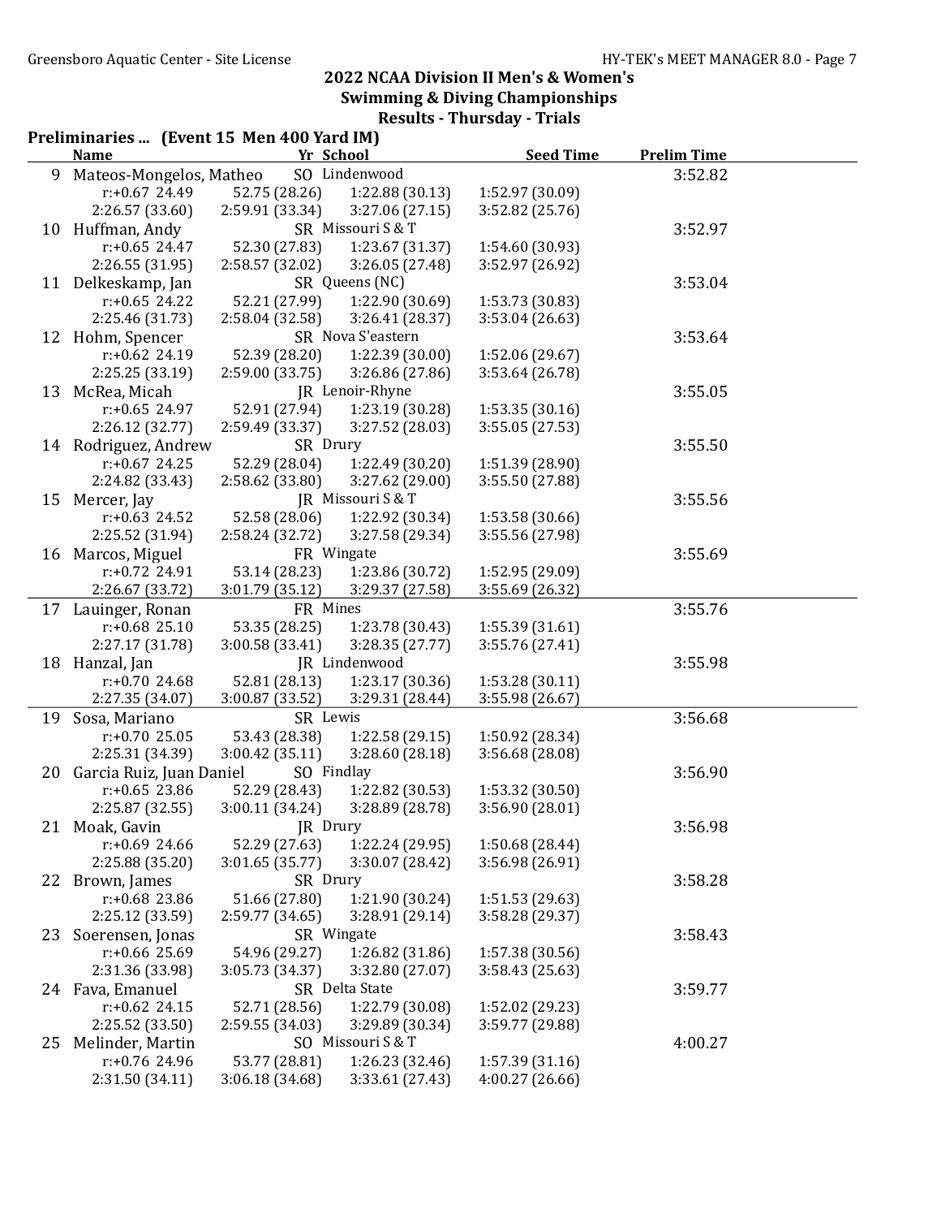## 2022 NCAA Division II Men's & Women's Swimming & Diving Championships

### Results - Thursday - Trials

**Preliminaries ... (Event 15 Men 400 Yard IM)**

| | Name | Yr | School | Seed Time | Prelim Time |
|---|---|---|---|---|---|
| 9 | Mateos-Mongelos, Matheo | SO | Lindenwood | | 3:52.82 |
| | r:+0.67 24.49 | 52.75 (28.26) | 1:22.88 (30.13) | 1:52.97 (30.09) | |
| | 2:26.57 (33.60) | 2:59.91 (33.34) | 3:27.06 (27.15) | 3:52.82 (25.76) | |
| 10 | Huffman, Andy | SR | Missouri S & T | | 3:52.97 |
| | r:+0.65 24.47 | 52.30 (27.83) | 1:23.67 (31.37) | 1:54.60 (30.93) | |
| | 2:26.55 (31.95) | 2:58.57 (32.02) | 3:26.05 (27.48) | 3:52.97 (26.92) | |
| 11 | Delkeskamp, Jan | SR | Queens (NC) | | 3:53.04 |
| | r:+0.65 24.22 | 52.21 (27.99) | 1:22.90 (30.69) | 1:53.73 (30.83) | |
| | 2:25.46 (31.73) | 2:58.04 (32.58) | 3:26.41 (28.37) | 3:53.04 (26.63) | |
| 12 | Hohm, Spencer | SR | Nova S'eastern | | 3:53.64 |
| | r:+0.62 24.19 | 52.39 (28.20) | 1:22.39 (30.00) | 1:52.06 (29.67) | |
| | 2:25.25 (33.19) | 2:59.00 (33.75) | 3:26.86 (27.86) | 3:53.64 (26.78) | |
| 13 | McRea, Micah | JR | Lenoir-Rhyne | | 3:55.05 |
| | r:+0.65 24.97 | 52.91 (27.94) | 1:23.19 (30.28) | 1:53.35 (30.16) | |
| | 2:26.12 (32.77) | 2:59.49 (33.37) | 3:27.52 (28.03) | 3:55.05 (27.53) | |
| 14 | Rodriguez, Andrew | SR | Drury | | 3:55.50 |
| | r:+0.67 24.25 | 52.29 (28.04) | 1:22.49 (30.20) | 1:51.39 (28.90) | |
| | 2:24.82 (33.43) | 2:58.62 (33.80) | 3:27.62 (29.00) | 3:55.50 (27.88) | |
| 15 | Mercer, Jay | JR | Missouri S & T | | 3:55.56 |
| | r:+0.63 24.52 | 52.58 (28.06) | 1:22.92 (30.34) | 1:53.58 (30.66) | |
| | 2:25.52 (31.94) | 2:58.24 (32.72) | 3:27.58 (29.34) | 3:55.56 (27.98) | |
| 16 | Marcos, Miguel | FR | Wingate | | 3:55.69 |
| | r:+0.72 24.91 | 53.14 (28.23) | 1:23.86 (30.72) | 1:52.95 (29.09) | |
| | 2:26.67 (33.72) | 3:01.79 (35.12) | 3:29.37 (27.58) | 3:55.69 (26.32) | |
| 17 | Lauinger, Ronan | FR | Mines | | 3:55.76 |
| | r:+0.68 25.10 | 53.35 (28.25) | 1:23.78 (30.43) | 1:55.39 (31.61) | |
| | 2:27.17 (31.78) | 3:00.58 (33.41) | 3:28.35 (27.77) | 3:55.76 (27.41) | |
| 18 | Hanzal, Jan | JR | Lindenwood | | 3:55.98 |
| | r:+0.70 24.68 | 52.81 (28.13) | 1:23.17 (30.36) | 1:53.28 (30.11) | |
| | 2:27.35 (34.07) | 3:00.87 (33.52) | 3:29.31 (28.44) | 3:55.98 (26.67) | |
| 19 | Sosa, Mariano | SR | Lewis | | 3:56.68 |
| | r:+0.70 25.05 | 53.43 (28.38) | 1:22.58 (29.15) | 1:50.92 (28.34) | |
| | 2:25.31 (34.39) | 3:00.42 (35.11) | 3:28.60 (28.18) | 3:56.68 (28.08) | |
| 20 | Garcia Ruiz, Juan Daniel | SO | Findlay | | 3:56.90 |
| | r:+0.65 23.86 | 52.29 (28.43) | 1:22.82 (30.53) | 1:53.32 (30.50) | |
| | 2:25.87 (32.55) | 3:00.11 (34.24) | 3:28.89 (28.78) | 3:56.90 (28.01) | |
| 21 | Moak, Gavin | JR | Drury | | 3:56.98 |
| | r:+0.69 24.66 | 52.29 (27.63) | 1:22.24 (29.95) | 1:50.68 (28.44) | |
| | 2:25.88 (35.20) | 3:01.65 (35.77) | 3:30.07 (28.42) | 3:56.98 (26.91) | |
| 22 | Brown, James | SR | Drury | | 3:58.28 |
| | r:+0.68 23.86 | 51.66 (27.80) | 1:21.90 (30.24) | 1:51.53 (29.63) | |
| | 2:25.12 (33.59) | 2:59.77 (34.65) | 3:28.91 (29.14) | 3:58.28 (29.37) | |
| 23 | Soerensen, Jonas | SR | Wingate | | 3:58.43 |
| | r:+0.66 25.69 | 54.96 (29.27) | 1:26.82 (31.86) | 1:57.38 (30.56) | |
| | 2:31.36 (33.98) | 3:05.73 (34.37) | 3:32.80 (27.07) | 3:58.43 (25.63) | |
| 24 | Fava, Emanuel | SR | Delta State | | 3:59.77 |
| | r:+0.62 24.15 | 52.71 (28.56) | 1:22.79 (30.08) | 1:52.02 (29.23) | |
| | 2:25.52 (33.50) | 2:59.55 (34.03) | 3:29.89 (30.34) | 3:59.77 (29.88) | |
| 25 | Melinder, Martin | SO | Missouri S & T | | 4:00.27 |
| | r:+0.76 24.96 | 53.77 (28.81) | 1:26.23 (32.46) | 1:57.39 (31.16) | |
| | 2:31.50 (34.11) | 3:06.18 (34.68) | 3:33.61 (27.43) | 4:00.27 (26.66) | |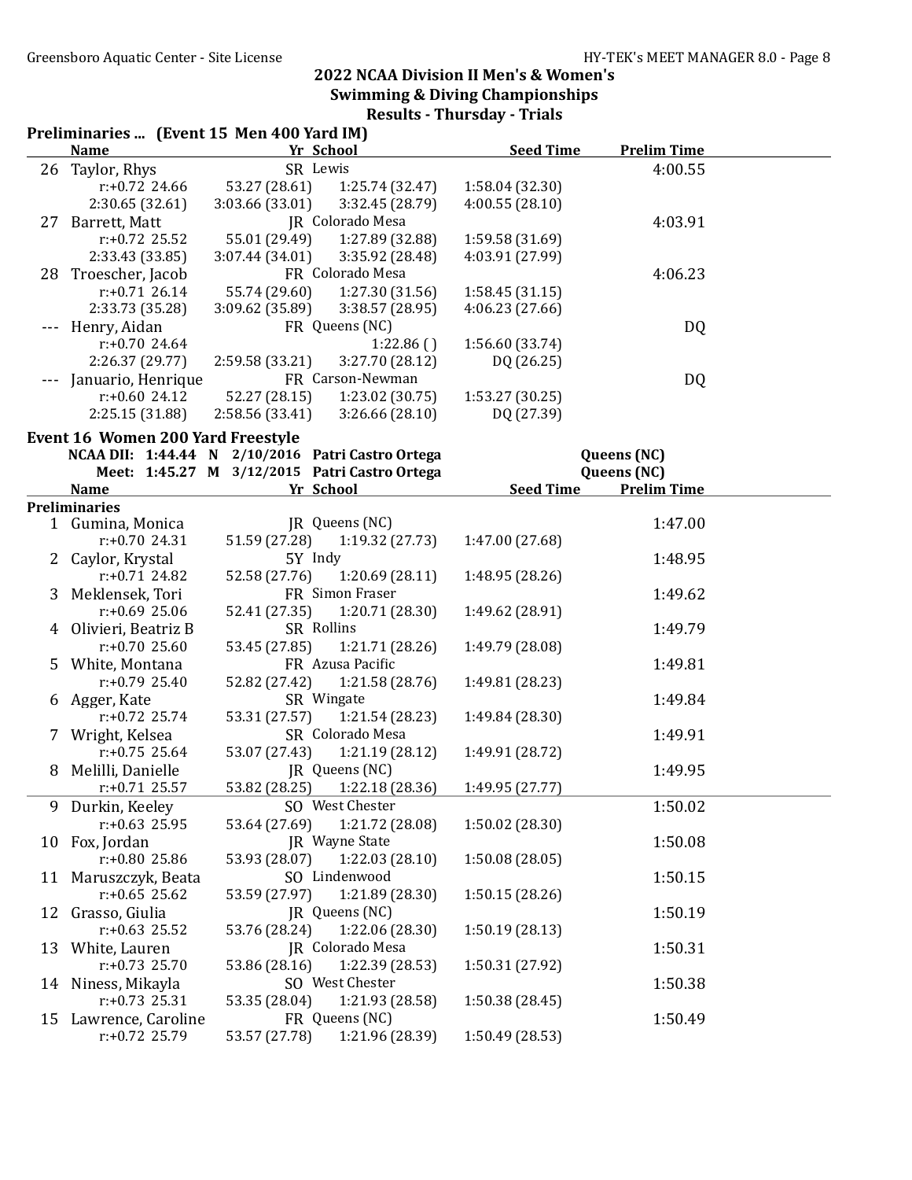## 2022 NCAA Division II Men's & Women's Swimming & Diving Championships
### Results - Thursday - Trials

**Preliminaries ... (Event 15 Men 400 Yard IM)**

| | Name | Yr | School | Seed Time | Prelim Time |
|---|---|---|---|---|---|
| 26 | Taylor, Rhys | SR | Lewis | | 4:00.55 |
| | r:+0.72 24.66 | 53.27 (28.61) | 1:25.74 (32.47) | 1:58.04 (32.30) | |
| | 2:30.65 (32.61) | 3:03.66 (33.01) | 3:32.45 (28.79) | 4:00.55 (28.10) | |
| 27 | Barrett, Matt | JR | Colorado Mesa | | 4:03.91 |
| | r:+0.72 25.52 | 55.01 (29.49) | 1:27.89 (32.88) | 1:59.58 (31.69) | |
| | 2:33.43 (33.85) | 3:07.44 (34.01) | 3:35.92 (28.48) | 4:03.91 (27.99) | |
| 28 | Troescher, Jacob | FR | Colorado Mesa | | 4:06.23 |
| | r:+0.71 26.14 | 55.74 (29.60) | 1:27.30 (31.56) | 1:58.45 (31.15) | |
| | 2:33.73 (35.28) | 3:09.62 (35.89) | 3:38.57 (28.95) | 4:06.23 (27.66) | |
| --- | Henry, Aidan | FR | Queens (NC) | | DQ |
| | r:+0.70 24.64 | | 1:22.86 ( ) | 1:56.60 (33.74) | |
| | 2:26.37 (29.77) | 2:59.58 (33.21) | 3:27.70 (28.12) | DQ (26.25) | |
| --- | Januario, Henrique | FR | Carson-Newman | | DQ |
| | r:+0.60 24.12 | 52.27 (28.15) | 1:23.02 (30.75) | 1:53.27 (30.25) | |
| | 2:25.15 (31.88) | 2:58.56 (33.41) | 3:26.66 (28.10) | DQ (27.39) | |

**Event 16 Women 200 Yard Freestyle**

NCAA DII: 1:44.44 N 2/10/2016 Patri Castro Ortega Queens (NC)
Meet: 1:45.27 M 3/12/2015 Patri Castro Ortega Queens (NC)

**Preliminaries**

| | Name | Yr | School | Seed Time | Prelim Time |
|---|---|---|---|---|---|
| 1 | Gumina, Monica | JR | Queens (NC) | | 1:47.00 |
| | r:+0.70 24.31 | 51.59 (27.28) | 1:19.32 (27.73) | 1:47.00 (27.68) | |
| 2 | Caylor, Krystal | 5Y | Indy | | 1:48.95 |
| | r:+0.71 24.82 | 52.58 (27.76) | 1:20.69 (28.11) | 1:48.95 (28.26) | |
| 3 | Meklensek, Tori | FR | Simon Fraser | | 1:49.62 |
| | r:+0.69 25.06 | 52.41 (27.35) | 1:20.71 (28.30) | 1:49.62 (28.91) | |
| 4 | Olivieri, Beatriz B | SR | Rollins | | 1:49.79 |
| | r:+0.70 25.60 | 53.45 (27.85) | 1:21.71 (28.26) | 1:49.79 (28.08) | |
| 5 | White, Montana | FR | Azusa Pacific | | 1:49.81 |
| | r:+0.79 25.40 | 52.82 (27.42) | 1:21.58 (28.76) | 1:49.81 (28.23) | |
| 6 | Agger, Kate | SR | Wingate | | 1:49.84 |
| | r:+0.72 25.74 | 53.31 (27.57) | 1:21.54 (28.23) | 1:49.84 (28.30) | |
| 7 | Wright, Kelsea | SR | Colorado Mesa | | 1:49.91 |
| | r:+0.75 25.64 | 53.07 (27.43) | 1:21.19 (28.12) | 1:49.91 (28.72) | |
| 8 | Melilli, Danielle | JR | Queens (NC) | | 1:49.95 |
| | r:+0.71 25.57 | 53.82 (28.25) | 1:22.18 (28.36) | 1:49.95 (27.77) | |
| 9 | Durkin, Keeley | SO | West Chester | | 1:50.02 |
| | r:+0.63 25.95 | 53.64 (27.69) | 1:21.72 (28.08) | 1:50.02 (28.30) | |
| 10 | Fox, Jordan | JR | Wayne State | | 1:50.08 |
| | r:+0.80 25.86 | 53.93 (28.07) | 1:22.03 (28.10) | 1:50.08 (28.05) | |
| 11 | Maruszczyk, Beata | SO | Lindenwood | | 1:50.15 |
| | r:+0.65 25.62 | 53.59 (27.97) | 1:21.89 (28.30) | 1:50.15 (28.26) | |
| 12 | Grasso, Giulia | JR | Queens (NC) | | 1:50.19 |
| | r:+0.63 25.52 | 53.76 (28.24) | 1:22.06 (28.30) | 1:50.19 (28.13) | |
| 13 | White, Lauren | JR | Colorado Mesa | | 1:50.31 |
| | r:+0.73 25.70 | 53.86 (28.16) | 1:22.39 (28.53) | 1:50.31 (27.92) | |
| 14 | Niness, Mikayla | SO | West Chester | | 1:50.38 |
| | r:+0.73 25.31 | 53.35 (28.04) | 1:21.93 (28.58) | 1:50.38 (28.45) | |
| 15 | Lawrence, Caroline | FR | Queens (NC) | | 1:50.49 |
| | r:+0.72 25.79 | 53.57 (27.78) | 1:21.96 (28.39) | 1:50.49 (28.53) | |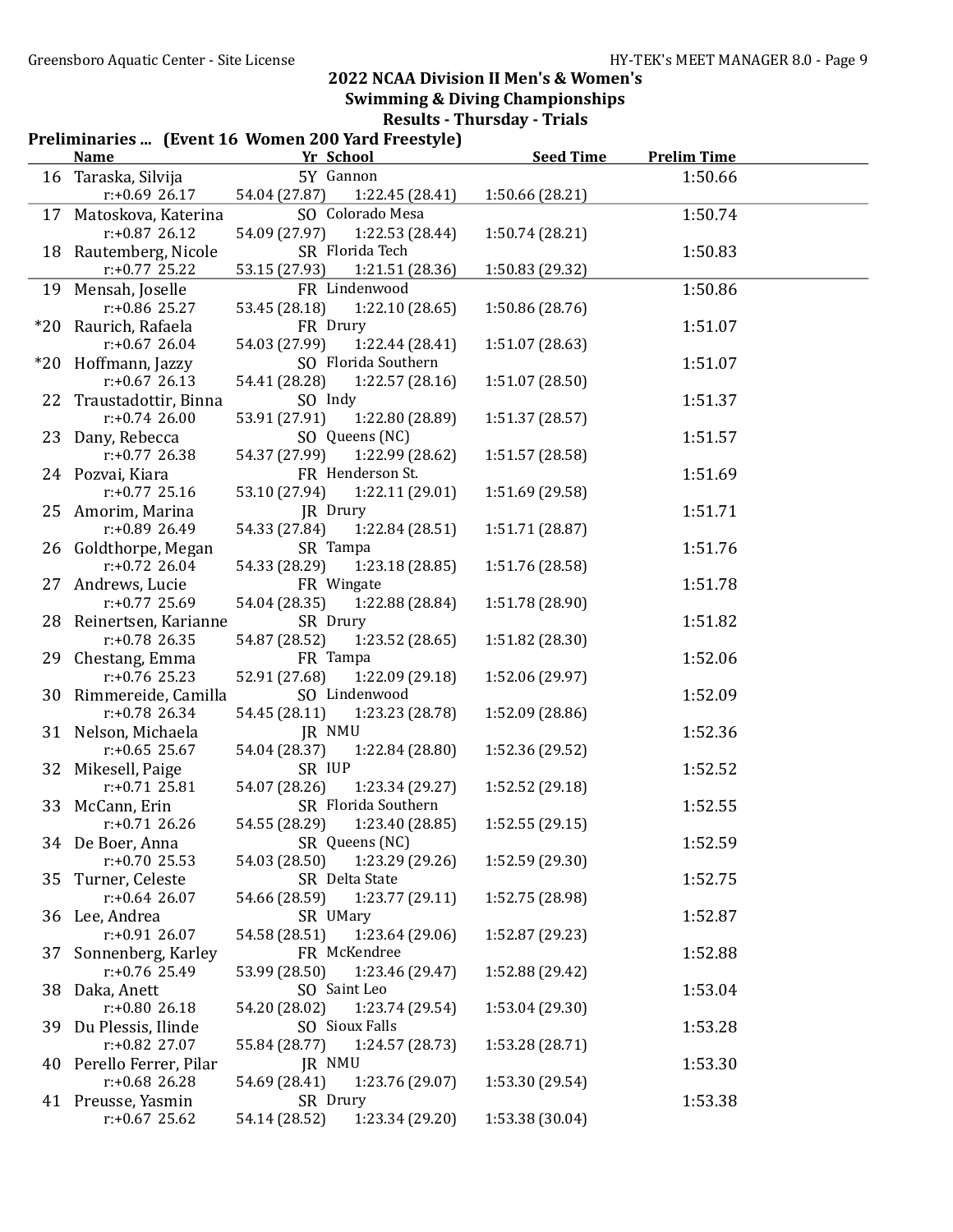## 2022 NCAA Division II Men's & Women's Swimming & Diving Championships

### Results - Thursday - Trials

**Preliminaries ... (Event 16 Women 200 Yard Freestyle)**

| | Name | Yr | School | Seed Time | Prelim Time |
|---|---|---|---|---|---|
| 16 | Taraska, Silvija | 5Y | Gannon | | 1:50.66 |
| | r:+0.69 26.17 | 54.04 (27.87) | 1:22.45 (28.41) | 1:50.66 (28.21) | |
| 17 | Matoskova, Katerina | SO | Colorado Mesa | | 1:50.74 |
| | r:+0.87 26.12 | 54.09 (27.97) | 1:22.53 (28.44) | 1:50.74 (28.21) | |
| 18 | Rautemberg, Nicole | SR | Florida Tech | | 1:50.83 |
| | r:+0.77 25.22 | 53.15 (27.93) | 1:21.51 (28.36) | 1:50.83 (29.32) | |
| 19 | Mensah, Joselle | FR | Lindenwood | | 1:50.86 |
| | r:+0.86 25.27 | 53.45 (28.18) | 1:22.10 (28.65) | 1:50.86 (28.76) | |
| *20 | Raurich, Rafaela | FR | Drury | | 1:51.07 |
| | r:+0.67 26.04 | 54.03 (27.99) | 1:22.44 (28.41) | 1:51.07 (28.63) | |
| *20 | Hoffmann, Jazzy | SO | Florida Southern | | 1:51.07 |
| | r:+0.67 26.13 | 54.41 (28.28) | 1:22.57 (28.16) | 1:51.07 (28.50) | |
| 22 | Traustadottir, Binna | SO | Indy | | 1:51.37 |
| | r:+0.74 26.00 | 53.91 (27.91) | 1:22.80 (28.89) | 1:51.37 (28.57) | |
| 23 | Dany, Rebecca | SO | Queens (NC) | | 1:51.57 |
| | r:+0.77 26.38 | 54.37 (27.99) | 1:22.99 (28.62) | 1:51.57 (28.58) | |
| 24 | Pozvai, Kiara | FR | Henderson St. | | 1:51.69 |
| | r:+0.77 25.16 | 53.10 (27.94) | 1:22.11 (29.01) | 1:51.69 (29.58) | |
| 25 | Amorim, Marina | JR | Drury | | 1:51.71 |
| | r:+0.89 26.49 | 54.33 (27.84) | 1:22.84 (28.51) | 1:51.71 (28.87) | |
| 26 | Goldthorpe, Megan | SR | Tampa | | 1:51.76 |
| | r:+0.72 26.04 | 54.33 (28.29) | 1:23.18 (28.85) | 1:51.76 (28.58) | |
| 27 | Andrews, Lucie | FR | Wingate | | 1:51.78 |
| | r:+0.77 25.69 | 54.04 (28.35) | 1:22.88 (28.84) | 1:51.78 (28.90) | |
| 28 | Reinertsen, Karianne | SR | Drury | | 1:51.82 |
| | r:+0.78 26.35 | 54.87 (28.52) | 1:23.52 (28.65) | 1:51.82 (28.30) | |
| 29 | Chestang, Emma | FR | Tampa | | 1:52.06 |
| | r:+0.76 25.23 | 52.91 (27.68) | 1:22.09 (29.18) | 1:52.06 (29.97) | |
| 30 | Rimmereide, Camilla | SO | Lindenwood | | 1:52.09 |
| | r:+0.78 26.34 | 54.45 (28.11) | 1:23.23 (28.78) | 1:52.09 (28.86) | |
| 31 | Nelson, Michaela | JR | NMU | | 1:52.36 |
| | r:+0.65 25.67 | 54.04 (28.37) | 1:22.84 (28.80) | 1:52.36 (29.52) | |
| 32 | Mikesell, Paige | SR | IUP | | 1:52.52 |
| | r:+0.71 25.81 | 54.07 (28.26) | 1:23.34 (29.27) | 1:52.52 (29.18) | |
| 33 | McCann, Erin | SR | Florida Southern | | 1:52.55 |
| | r:+0.71 26.26 | 54.55 (28.29) | 1:23.40 (28.85) | 1:52.55 (29.15) | |
| 34 | De Boer, Anna | SR | Queens (NC) | | 1:52.59 |
| | r:+0.70 25.53 | 54.03 (28.50) | 1:23.29 (29.26) | 1:52.59 (29.30) | |
| 35 | Turner, Celeste | SR | Delta State | | 1:52.75 |
| | r:+0.64 26.07 | 54.66 (28.59) | 1:23.77 (29.11) | 1:52.75 (28.98) | |
| 36 | Lee, Andrea | SR | UMary | | 1:52.87 |
| | r:+0.91 26.07 | 54.58 (28.51) | 1:23.64 (29.06) | 1:52.87 (29.23) | |
| 37 | Sonnenberg, Karley | FR | McKendree | | 1:52.88 |
| | r:+0.76 25.49 | 53.99 (28.50) | 1:23.46 (29.47) | 1:52.88 (29.42) | |
| 38 | Daka, Anett | SO | Saint Leo | | 1:53.04 |
| | r:+0.80 26.18 | 54.20 (28.02) | 1:23.74 (29.54) | 1:53.04 (29.30) | |
| 39 | Du Plessis, Ilinde | SO | Sioux Falls | | 1:53.28 |
| | r:+0.82 27.07 | 55.84 (28.77) | 1:24.57 (28.73) | 1:53.28 (28.71) | |
| 40 | Perello Ferrer, Pilar | JR | NMU | | 1:53.30 |
| | r:+0.68 26.28 | 54.69 (28.41) | 1:23.76 (29.07) | 1:53.30 (29.54) | |
| 41 | Preusse, Yasmin | SR | Drury | | 1:53.38 |
| | r:+0.67 25.62 | 54.14 (28.52) | 1:23.34 (29.20) | 1:53.38 (30.04) | |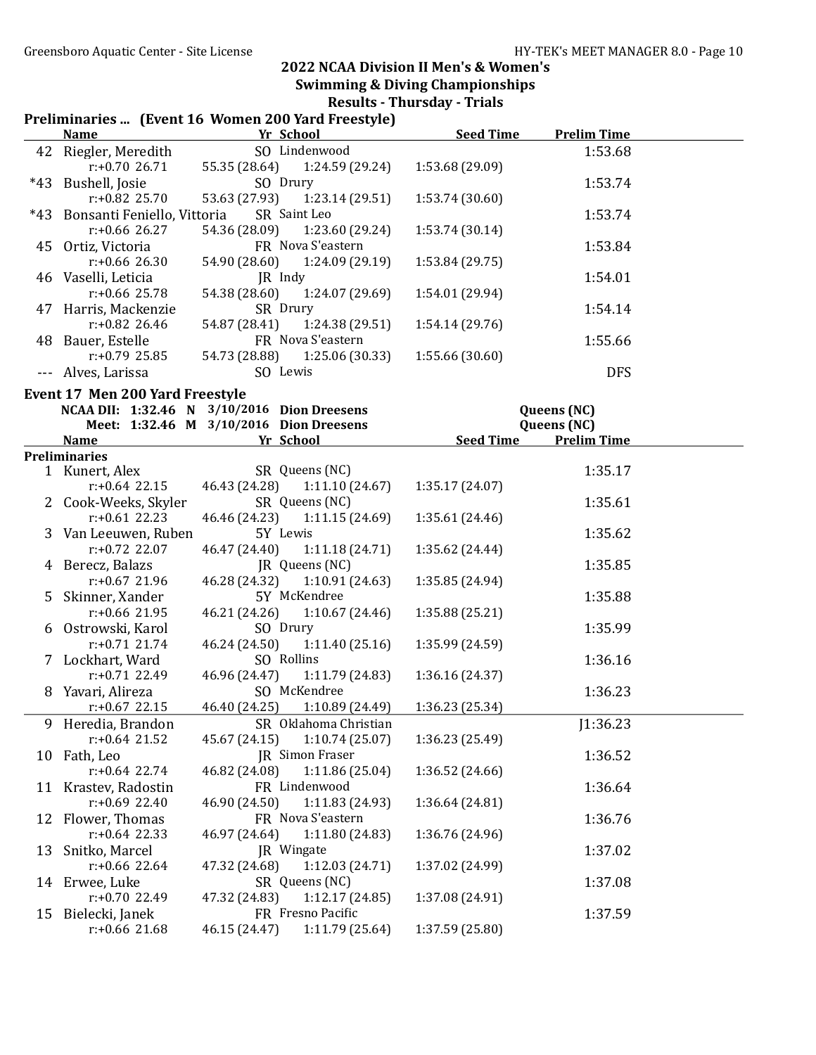## 2022 NCAA Division II Men's & Women's Swimming & Diving Championships

### Results - Thursday - Trials

**Preliminaries ... (Event 16 Women 200 Yard Freestyle)**

| | Name | Yr | School | Seed Time | Prelim Time |
|---|---|---|---|---|---|
| 42 | Riegler, Meredith | SO | Lindenwood | | 1:53.68 |
| | r:+0.70 26.71 | 55.35 (28.64) | 1:24.59 (29.24) | 1:53.68 (29.09) | |
| *43 | Bushell, Josie | SO | Drury | | 1:53.74 |
| | r:+0.82 25.70 | 53.63 (27.93) | 1:23.14 (29.51) | 1:53.74 (30.60) | |
| *43 | Bonsanti Feniello, Vittoria | SR | Saint Leo | | 1:53.74 |
| | r:+0.66 26.27 | 54.36 (28.09) | 1:23.60 (29.24) | 1:53.74 (30.14) | |
| 45 | Ortiz, Victoria | FR | Nova S'eastern | | 1:53.84 |
| | r:+0.66 26.30 | 54.90 (28.60) | 1:24.09 (29.19) | 1:53.84 (29.75) | |
| 46 | Vaselli, Leticia | JR | Indy | | 1:54.01 |
| | r:+0.66 25.78 | 54.38 (28.60) | 1:24.07 (29.69) | 1:54.01 (29.94) | |
| 47 | Harris, Mackenzie | SR | Drury | | 1:54.14 |
| | r:+0.82 26.46 | 54.87 (28.41) | 1:24.38 (29.51) | 1:54.14 (29.76) | |
| 48 | Bauer, Estelle | FR | Nova S'eastern | | 1:55.66 |
| | r:+0.79 25.85 | 54.73 (28.88) | 1:25.06 (30.33) | 1:55.66 (30.60) | |
| --- | Alves, Larissa | SO | Lewis | | DFS |

**Event 17 Men 200 Yard Freestyle**

NCAA DII: 1:32.46 N 3/10/2016 Dion Dreesens Queens (NC)
Meet: 1:32.46 M 3/10/2016 Dion Dreesens Queens (NC)

**Preliminaries**

| | Name | Yr | School | Seed Time | Prelim Time |
|---|---|---|---|---|---|
| 1 | Kunert, Alex | SR | Queens (NC) | | 1:35.17 |
| | r:+0.64 22.15 | 46.43 (24.28) | 1:11.10 (24.67) | 1:35.17 (24.07) | |
| 2 | Cook-Weeks, Skyler | SR | Queens (NC) | | 1:35.61 |
| | r:+0.61 22.23 | 46.46 (24.23) | 1:11.15 (24.69) | 1:35.61 (24.46) | |
| 3 | Van Leeuwen, Ruben | 5Y | Lewis | | 1:35.62 |
| | r:+0.72 22.07 | 46.47 (24.40) | 1:11.18 (24.71) | 1:35.62 (24.44) | |
| 4 | Berecz, Balazs | JR | Queens (NC) | | 1:35.85 |
| | r:+0.67 21.96 | 46.28 (24.32) | 1:10.91 (24.63) | 1:35.85 (24.94) | |
| 5 | Skinner, Xander | 5Y | McKendree | | 1:35.88 |
| | r:+0.66 21.95 | 46.21 (24.26) | 1:10.67 (24.46) | 1:35.88 (25.21) | |
| 6 | Ostrowski, Karol | SO | Drury | | 1:35.99 |
| | r:+0.71 21.74 | 46.24 (24.50) | 1:11.40 (25.16) | 1:35.99 (24.59) | |
| 7 | Lockhart, Ward | SO | Rollins | | 1:36.16 |
| | r:+0.71 22.49 | 46.96 (24.47) | 1:11.79 (24.83) | 1:36.16 (24.37) | |
| 8 | Yavari, Alireza | SO | McKendree | | 1:36.23 |
| | r:+0.67 22.15 | 46.40 (24.25) | 1:10.89 (24.49) | 1:36.23 (25.34) | |
| 9 | Heredia, Brandon | SR | Oklahoma Christian | | J1:36.23 |
| | r:+0.64 21.52 | 45.67 (24.15) | 1:10.74 (25.07) | 1:36.23 (25.49) | |
| 10 | Fath, Leo | JR | Simon Fraser | | 1:36.52 |
| | r:+0.64 22.74 | 46.82 (24.08) | 1:11.86 (25.04) | 1:36.52 (24.66) | |
| 11 | Krastev, Radostin | FR | Lindenwood | | 1:36.64 |
| | r:+0.69 22.40 | 46.90 (24.50) | 1:11.83 (24.93) | 1:36.64 (24.81) | |
| 12 | Flower, Thomas | FR | Nova S'eastern | | 1:36.76 |
| | r:+0.64 22.33 | 46.97 (24.64) | 1:11.80 (24.83) | 1:36.76 (24.96) | |
| 13 | Snitko, Marcel | JR | Wingate | | 1:37.02 |
| | r:+0.66 22.64 | 47.32 (24.68) | 1:12.03 (24.71) | 1:37.02 (24.99) | |
| 14 | Erwee, Luke | SR | Queens (NC) | | 1:37.08 |
| | r:+0.70 22.49 | 47.32 (24.83) | 1:12.17 (24.85) | 1:37.08 (24.91) | |
| 15 | Bielecki, Janek | FR | Fresno Pacific | | 1:37.59 |
| | r:+0.66 21.68 | 46.15 (24.47) | 1:11.79 (25.64) | 1:37.59 (25.80) | |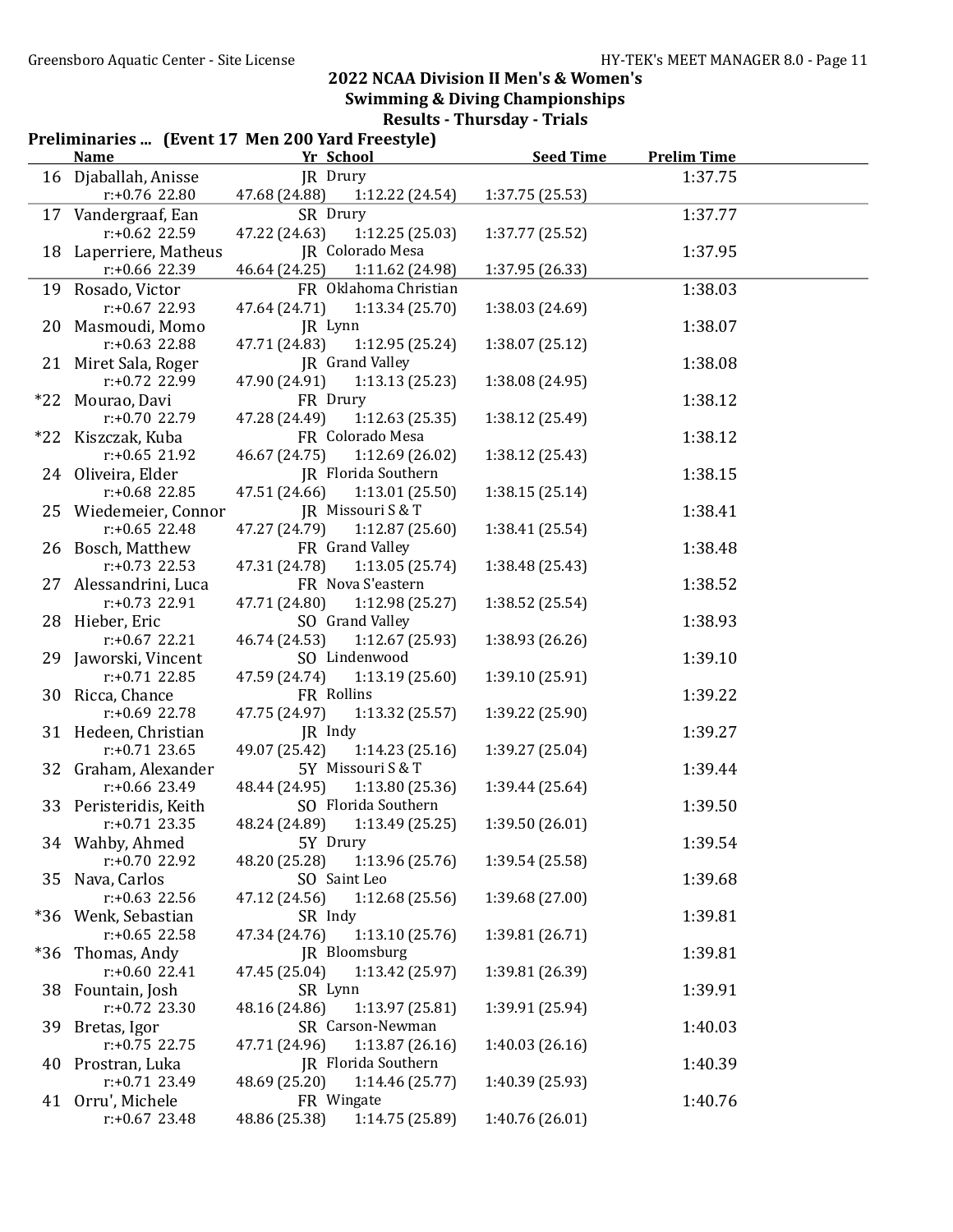## 2022 NCAA Division II Men's & Women's Swimming & Diving Championships

### Results - Thursday - Trials

**Preliminaries ... (Event 17 Men 200 Yard Freestyle)**

| | Name | Yr | School | Seed Time | Prelim Time |
|---|---|---|---|---|---|
| 16 | Djaballah, Anisse | JR | Drury | | 1:37.75 |
| | r:+0.76 22.80 | 47.68 (24.88) | 1:12.22 (24.54) | 1:37.75 (25.53) | |
| 17 | Vandergraaf, Ean | SR | Drury | | 1:37.77 |
| | r:+0.62 22.59 | 47.22 (24.63) | 1:12.25 (25.03) | 1:37.77 (25.52) | |
| 18 | Laperriere, Matheus | JR | Colorado Mesa | | 1:37.95 |
| | r:+0.66 22.39 | 46.64 (24.25) | 1:11.62 (24.98) | 1:37.95 (26.33) | |
| 19 | Rosado, Victor | FR | Oklahoma Christian | | 1:38.03 |
| | r:+0.67 22.93 | 47.64 (24.71) | 1:13.34 (25.70) | 1:38.03 (24.69) | |
| 20 | Masmoudi, Momo | JR | Lynn | | 1:38.07 |
| | r:+0.63 22.88 | 47.71 (24.83) | 1:12.95 (25.24) | 1:38.07 (25.12) | |
| 21 | Miret Sala, Roger | JR | Grand Valley | | 1:38.08 |
| | r:+0.72 22.99 | 47.90 (24.91) | 1:13.13 (25.23) | 1:38.08 (24.95) | |
| *22 | Mourao, Davi | FR | Drury | | 1:38.12 |
| | r:+0.70 22.79 | 47.28 (24.49) | 1:12.63 (25.35) | 1:38.12 (25.49) | |
| *22 | Kiszczak, Kuba | FR | Colorado Mesa | | 1:38.12 |
| | r:+0.65 21.92 | 46.67 (24.75) | 1:12.69 (26.02) | 1:38.12 (25.43) | |
| 24 | Oliveira, Elder | JR | Florida Southern | | 1:38.15 |
| | r:+0.68 22.85 | 47.51 (24.66) | 1:13.01 (25.50) | 1:38.15 (25.14) | |
| 25 | Wiedemeier, Connor | JR | Missouri S & T | | 1:38.41 |
| | r:+0.65 22.48 | 47.27 (24.79) | 1:12.87 (25.60) | 1:38.41 (25.54) | |
| 26 | Bosch, Matthew | FR | Grand Valley | | 1:38.48 |
| | r:+0.73 22.53 | 47.31 (24.78) | 1:13.05 (25.74) | 1:38.48 (25.43) | |
| 27 | Alessandrini, Luca | FR | Nova S'eastern | | 1:38.52 |
| | r:+0.73 22.91 | 47.71 (24.80) | 1:12.98 (25.27) | 1:38.52 (25.54) | |
| 28 | Hieber, Eric | SO | Grand Valley | | 1:38.93 |
| | r:+0.67 22.21 | 46.74 (24.53) | 1:12.67 (25.93) | 1:38.93 (26.26) | |
| 29 | Jaworski, Vincent | SO | Lindenwood | | 1:39.10 |
| | r:+0.71 22.85 | 47.59 (24.74) | 1:13.19 (25.60) | 1:39.10 (25.91) | |
| 30 | Ricca, Chance | FR | Rollins | | 1:39.22 |
| | r:+0.69 22.78 | 47.75 (24.97) | 1:13.32 (25.57) | 1:39.22 (25.90) | |
| 31 | Hedeen, Christian | JR | Indy | | 1:39.27 |
| | r:+0.71 23.65 | 49.07 (25.42) | 1:14.23 (25.16) | 1:39.27 (25.04) | |
| 32 | Graham, Alexander | 5Y | Missouri S & T | | 1:39.44 |
| | r:+0.66 23.49 | 48.44 (24.95) | 1:13.80 (25.36) | 1:39.44 (25.64) | |
| 33 | Peristeridis, Keith | SO | Florida Southern | | 1:39.50 |
| | r:+0.71 23.35 | 48.24 (24.89) | 1:13.49 (25.25) | 1:39.50 (26.01) | |
| 34 | Wahby, Ahmed | 5Y | Drury | | 1:39.54 |
| | r:+0.70 22.92 | 48.20 (25.28) | 1:13.96 (25.76) | 1:39.54 (25.58) | |
| 35 | Nava, Carlos | SO | Saint Leo | | 1:39.68 |
| | r:+0.63 22.56 | 47.12 (24.56) | 1:12.68 (25.56) | 1:39.68 (27.00) | |
| *36 | Wenk, Sebastian | SR | Indy | | 1:39.81 |
| | r:+0.65 22.58 | 47.34 (24.76) | 1:13.10 (25.76) | 1:39.81 (26.71) | |
| *36 | Thomas, Andy | JR | Bloomsburg | | 1:39.81 |
| | r:+0.60 22.41 | 47.45 (25.04) | 1:13.42 (25.97) | 1:39.81 (26.39) | |
| 38 | Fountain, Josh | SR | Lynn | | 1:39.91 |
| | r:+0.72 23.30 | 48.16 (24.86) | 1:13.97 (25.81) | 1:39.91 (25.94) | |
| 39 | Bretas, Igor | SR | Carson-Newman | | 1:40.03 |
| | r:+0.75 22.75 | 47.71 (24.96) | 1:13.87 (26.16) | 1:40.03 (26.16) | |
| 40 | Prostran, Luka | JR | Florida Southern | | 1:40.39 |
| | r:+0.71 23.49 | 48.69 (25.20) | 1:14.46 (25.77) | 1:40.39 (25.93) | |
| 41 | Orru', Michele | FR | Wingate | | 1:40.76 |
| | r:+0.67 23.48 | 48.86 (25.38) | 1:14.75 (25.89) | 1:40.76 (26.01) | |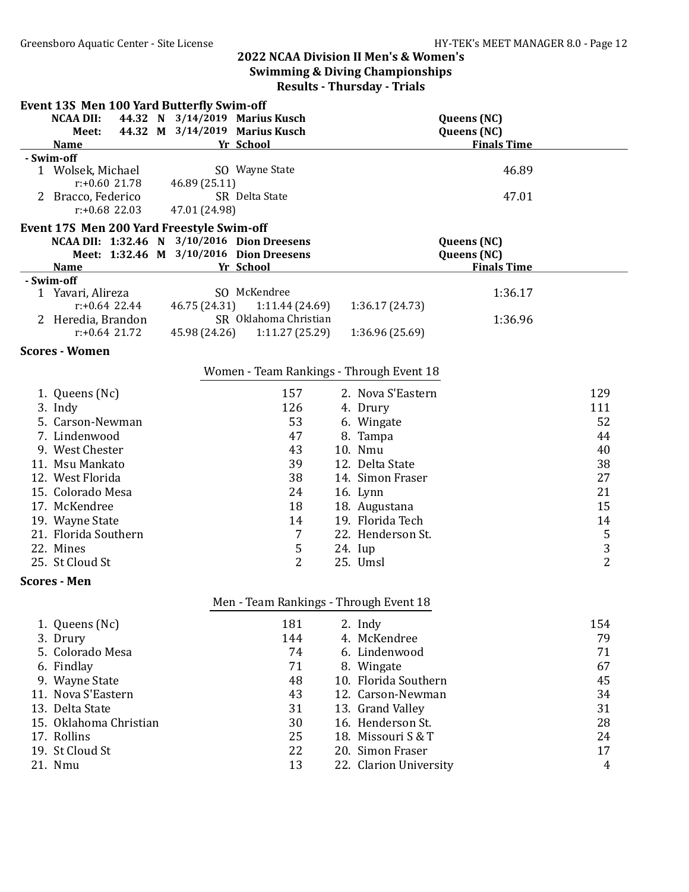## 2022 NCAA Division II Men's & Women's Swimming & Diving Championships

## Results - Thursday - Trials

### Event 13S Men 100 Yard Butterfly Swim-off

| | Time | | Date | Name | School |
|---|---|---|---|---|---|
| NCAA DII: | 44.32 | N | 3/14/2019 | Marius Kusch | Queens (NC) |
| Meet: | 44.32 | M | 3/14/2019 | Marius Kusch | Queens (NC) |

| | Name | Yr | School | Finals Time |
|---|---|---|---|---|
| **- Swim-off** | | | | |
| 1 | Wolsek, Michael | SO | Wayne State | 46.89 |
| | r:+0.60 21.78 46.89 (25.11) | | | |
| 2 | Bracco, Federico | SR | Delta State | 47.01 |
| | r:+0.68 22.03 47.01 (24.98) | | | |

### Event 17S Men 200 Yard Freestyle Swim-off

| | Time | | Date | Name | School |
|---|---|---|---|---|---|
| NCAA DII: | 1:32.46 | N | 3/10/2016 | Dion Dreesens | Queens (NC) |
| Meet: | 1:32.46 | M | 3/10/2016 | Dion Dreesens | Queens (NC) |

| | Name | Yr | School | Finals Time |
|---|---|---|---|---|
| **- Swim-off** | | | | |
| 1 | Yavari, Alireza | SO | McKendree | 1:36.17 |
| | r:+0.64 22.44 46.75 (24.31) 1:11.44 (24.69) 1:36.17 (24.73) | | | |
| 2 | Heredia, Brandon | SR | Oklahoma Christian | 1:36.96 |
| | r:+0.64 21.72 45.98 (26.26) 1:11.27 (25.29) 1:36.96 (25.69) | | | |

### Scores - Women

Women - Team Rankings - Through Event 18

| Rank | Team | Points | Rank | Team | Points |
|---|---|---|---|---|---|
| 1. | Queens (Nc) | 157 | 2. | Nova S'Eastern | 129 |
| 3. | Indy | 126 | 4. | Drury | 111 |
| 5. | Carson-Newman | 53 | 6. | Wingate | 52 |
| 7. | Lindenwood | 47 | 8. | Tampa | 44 |
| 9. | West Chester | 43 | 10. | Nmu | 40 |
| 11. | Msu Mankato | 39 | 12. | Delta State | 38 |
| 12. | West Florida | 38 | 14. | Simon Fraser | 27 |
| 15. | Colorado Mesa | 24 | 16. | Lynn | 21 |
| 17. | McKendree | 18 | 18. | Augustana | 15 |
| 19. | Wayne State | 14 | 19. | Florida Tech | 14 |
| 21. | Florida Southern | 7 | 22. | Henderson St. | 5 |
| 22. | Mines | 5 | 24. | Iup | 3 |
| 25. | St Cloud St | 2 | 25. | Umsl | 2 |

### Scores - Men

Men - Team Rankings - Through Event 18

| Rank | Team | Points | Rank | Team | Points |
|---|---|---|---|---|---|
| 1. | Queens (Nc) | 181 | 2. | Indy | 154 |
| 3. | Drury | 144 | 4. | McKendree | 79 |
| 5. | Colorado Mesa | 74 | 6. | Lindenwood | 71 |
| 6. | Findlay | 71 | 8. | Wingate | 67 |
| 9. | Wayne State | 48 | 10. | Florida Southern | 45 |
| 11. | Nova S'Eastern | 43 | 12. | Carson-Newman | 34 |
| 13. | Delta State | 31 | 13. | Grand Valley | 31 |
| 15. | Oklahoma Christian | 30 | 16. | Henderson St. | 28 |
| 17. | Rollins | 25 | 18. | Missouri S & T | 24 |
| 19. | St Cloud St | 22 | 20. | Simon Fraser | 17 |
| 21. | Nmu | 13 | 22. | Clarion University | 4 |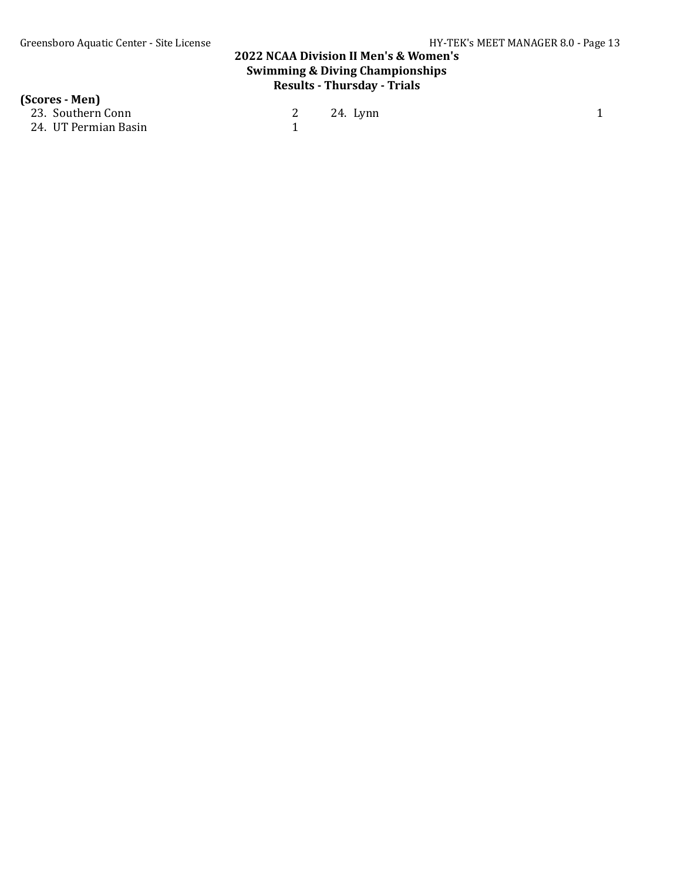## 2022 NCAA Division II Men's & Women's Swimming & Diving Championships

## Results - Thursday - Trials

**(Scores - Men)**

| | | | |
|---|---|---|---|
| 23. Southern Conn | 2 | 24. Lynn | 1 |
| 24. UT Permian Basin | 1 | | |